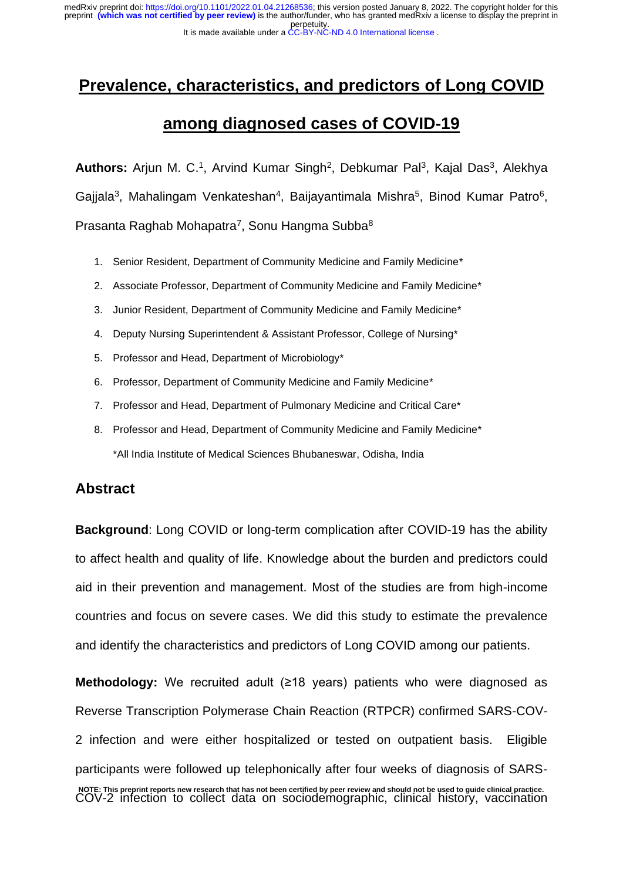# Prevalence, characteristics, and predictors of Long COVID among diagnosed cases of COVID-19

**Authors:** Arjun M. C.[1], Arvind Kumar Singh[2], Debkumar Pal[3], Kajal Das[3], Alekhya Gajjala[3], Mahalingam Venkateshan[4], Baijayantimala Mishra[5], Binod Kumar Patro[6], Prasanta Raghab Mohapatra[7], Sonu Hangma Subba[8]

1. Senior Resident, Department of Community Medicine and Family Medicine*
2. Associate Professor, Department of Community Medicine and Family Medicine*
3. Junior Resident, Department of Community Medicine and Family Medicine*
4. Deputy Nursing Superintendent & Assistant Professor, College of Nursing*
5. Professor and Head, Department of Microbiology*
6. Professor, Department of Community Medicine and Family Medicine*
7. Professor and Head, Department of Pulmonary Medicine and Critical Care*
8. Professor and Head, Department of Community Medicine and Family Medicine*

*All India Institute of Medical Sciences Bhubaneswar, Odisha, India

## Abstract

**Background**: Long COVID or long-term complication after COVID-19 has the ability to affect health and quality of life. Knowledge about the burden and predictors could aid in their prevention and management. Most of the studies are from high-income countries and focus on severe cases. We did this study to estimate the prevalence and identify the characteristics and predictors of Long COVID among our patients.

**Methodology:** We recruited adult (≥18 years) patients who were diagnosed as Reverse Transcription Polymerase Chain Reaction (RTPCR) confirmed SARS-COV-2 infection and were either hospitalized or tested on outpatient basis. Eligible participants were followed up telephonically after four weeks of diagnosis of SARS-COV-2 infection to collect data on sociodemographic, clinical history, vaccination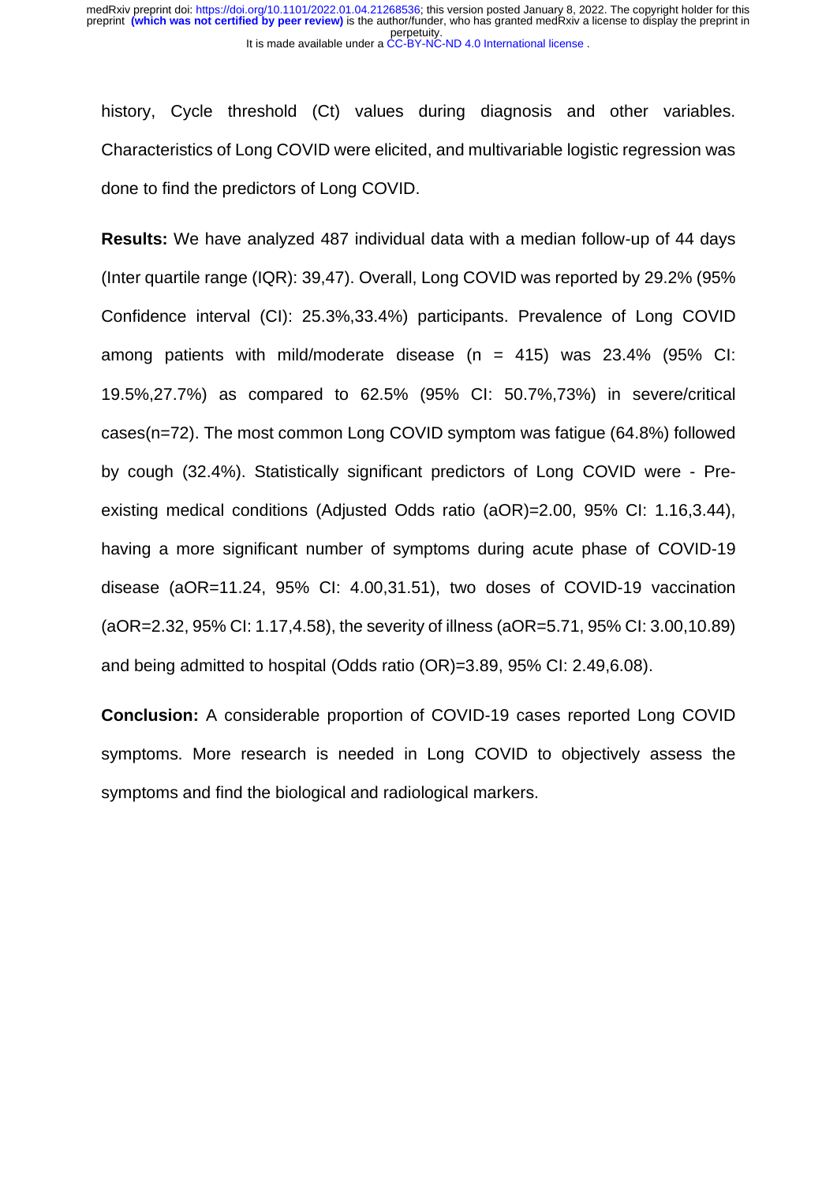history, Cycle threshold (Ct) values during diagnosis and other variables. Characteristics of Long COVID were elicited, and multivariable logistic regression was done to find the predictors of Long COVID.

**Results:** We have analyzed 487 individual data with a median follow-up of 44 days (Inter quartile range (IQR): 39,47). Overall, Long COVID was reported by 29.2% (95% Confidence interval (CI): 25.3%,33.4%) participants. Prevalence of Long COVID among patients with mild/moderate disease (n = 415) was 23.4% (95% CI: 19.5%,27.7%) as compared to 62.5% (95% CI: 50.7%,73%) in severe/critical cases(n=72). The most common Long COVID symptom was fatigue (64.8%) followed by cough (32.4%). Statistically significant predictors of Long COVID were - Pre-existing medical conditions (Adjusted Odds ratio (aOR)=2.00, 95% CI: 1.16,3.44), having a more significant number of symptoms during acute phase of COVID-19 disease (aOR=11.24, 95% CI: 4.00,31.51), two doses of COVID-19 vaccination (aOR=2.32, 95% CI: 1.17,4.58), the severity of illness (aOR=5.71, 95% CI: 3.00,10.89) and being admitted to hospital (Odds ratio (OR)=3.89, 95% CI: 2.49,6.08).

**Conclusion:** A considerable proportion of COVID-19 cases reported Long COVID symptoms. More research is needed in Long COVID to objectively assess the symptoms and find the biological and radiological markers.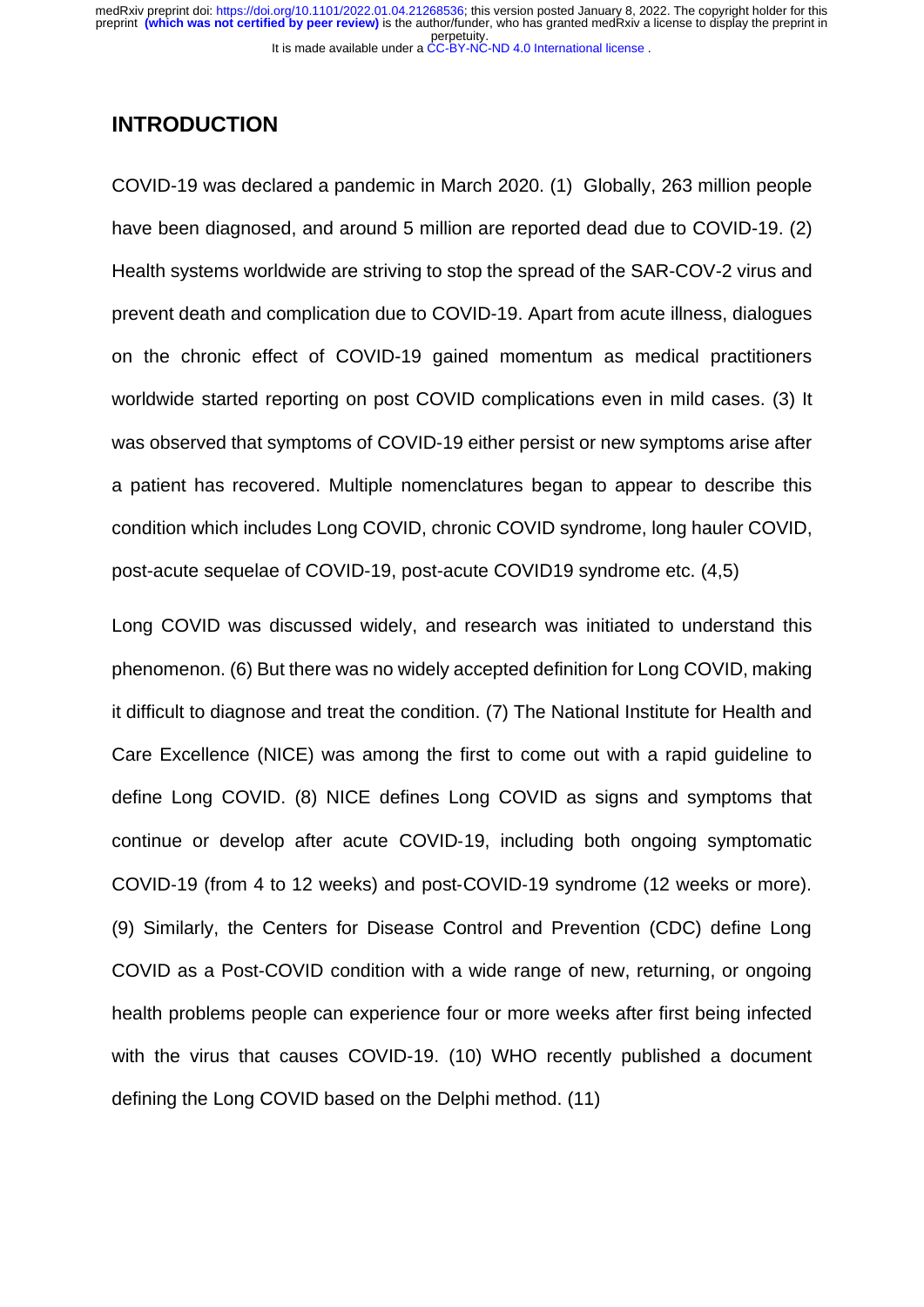## INTRODUCTION

COVID-19 was declared a pandemic in March 2020. (1) Globally, 263 million people have been diagnosed, and around 5 million are reported dead due to COVID-19. (2) Health systems worldwide are striving to stop the spread of the SAR-COV-2 virus and prevent death and complication due to COVID-19. Apart from acute illness, dialogues on the chronic effect of COVID-19 gained momentum as medical practitioners worldwide started reporting on post COVID complications even in mild cases. (3) It was observed that symptoms of COVID-19 either persist or new symptoms arise after a patient has recovered. Multiple nomenclatures began to appear to describe this condition which includes Long COVID, chronic COVID syndrome, long hauler COVID, post-acute sequelae of COVID-19, post-acute COVID19 syndrome etc. (4,5)

Long COVID was discussed widely, and research was initiated to understand this phenomenon. (6) But there was no widely accepted definition for Long COVID, making it difficult to diagnose and treat the condition. (7) The National Institute for Health and Care Excellence (NICE) was among the first to come out with a rapid guideline to define Long COVID. (8) NICE defines Long COVID as signs and symptoms that continue or develop after acute COVID-19, including both ongoing symptomatic COVID-19 (from 4 to 12 weeks) and post-COVID-19 syndrome (12 weeks or more). (9) Similarly, the Centers for Disease Control and Prevention (CDC) define Long COVID as a Post-COVID condition with a wide range of new, returning, or ongoing health problems people can experience four or more weeks after first being infected with the virus that causes COVID-19. (10) WHO recently published a document defining the Long COVID based on the Delphi method. (11)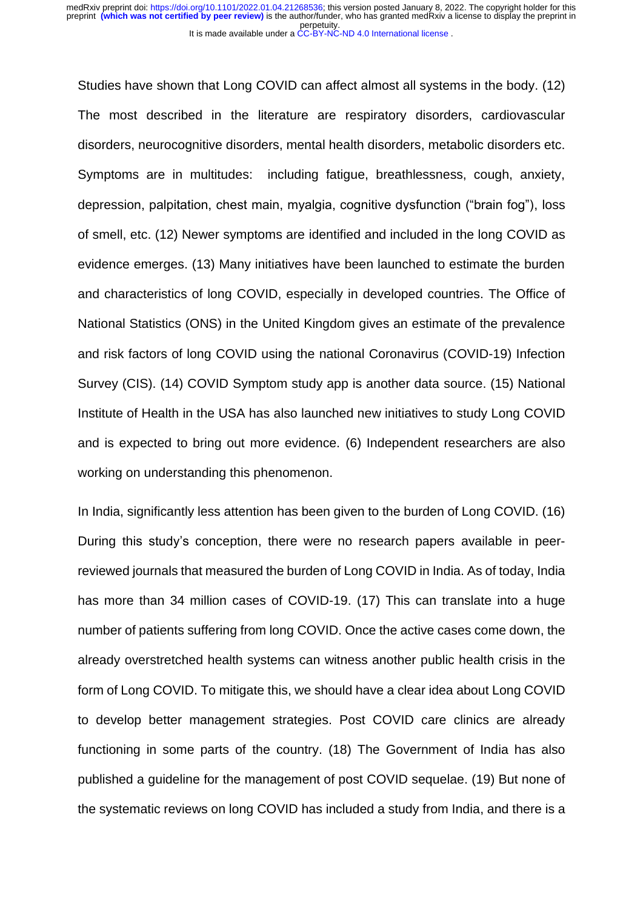Studies have shown that Long COVID can affect almost all systems in the body. (12) The most described in the literature are respiratory disorders, cardiovascular disorders, neurocognitive disorders, mental health disorders, metabolic disorders etc. Symptoms are in multitudes: including fatigue, breathlessness, cough, anxiety, depression, palpitation, chest main, myalgia, cognitive dysfunction ("brain fog"), loss of smell, etc. (12) Newer symptoms are identified and included in the long COVID as evidence emerges. (13) Many initiatives have been launched to estimate the burden and characteristics of long COVID, especially in developed countries. The Office of National Statistics (ONS) in the United Kingdom gives an estimate of the prevalence and risk factors of long COVID using the national Coronavirus (COVID-19) Infection Survey (CIS). (14) COVID Symptom study app is another data source. (15) National Institute of Health in the USA has also launched new initiatives to study Long COVID and is expected to bring out more evidence. (6) Independent researchers are also working on understanding this phenomenon.

In India, significantly less attention has been given to the burden of Long COVID. (16) During this study's conception, there were no research papers available in peer-reviewed journals that measured the burden of Long COVID in India. As of today, India has more than 34 million cases of COVID-19. (17) This can translate into a huge number of patients suffering from long COVID. Once the active cases come down, the already overstretched health systems can witness another public health crisis in the form of Long COVID. To mitigate this, we should have a clear idea about Long COVID to develop better management strategies. Post COVID care clinics are already functioning in some parts of the country. (18) The Government of India has also published a guideline for the management of post COVID sequelae. (19) But none of the systematic reviews on long COVID has included a study from India, and there is a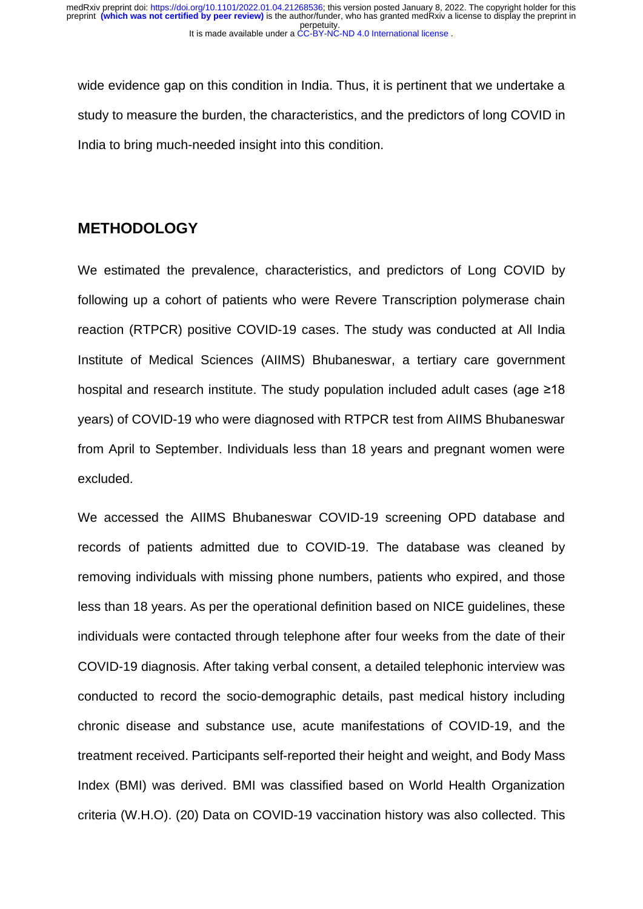wide evidence gap on this condition in India. Thus, it is pertinent that we undertake a study to measure the burden, the characteristics, and the predictors of long COVID in India to bring much-needed insight into this condition.

## METHODOLOGY

We estimated the prevalence, characteristics, and predictors of Long COVID by following up a cohort of patients who were Revere Transcription polymerase chain reaction (RTPCR) positive COVID-19 cases. The study was conducted at All India Institute of Medical Sciences (AIIMS) Bhubaneswar, a tertiary care government hospital and research institute. The study population included adult cases (age ≥18 years) of COVID-19 who were diagnosed with RTPCR test from AIIMS Bhubaneswar from April to September. Individuals less than 18 years and pregnant women were excluded.

We accessed the AIIMS Bhubaneswar COVID-19 screening OPD database and records of patients admitted due to COVID-19. The database was cleaned by removing individuals with missing phone numbers, patients who expired, and those less than 18 years. As per the operational definition based on NICE guidelines, these individuals were contacted through telephone after four weeks from the date of their COVID-19 diagnosis. After taking verbal consent, a detailed telephonic interview was conducted to record the socio-demographic details, past medical history including chronic disease and substance use, acute manifestations of COVID-19, and the treatment received. Participants self-reported their height and weight, and Body Mass Index (BMI) was derived. BMI was classified based on World Health Organization criteria (W.H.O). (20) Data on COVID-19 vaccination history was also collected. This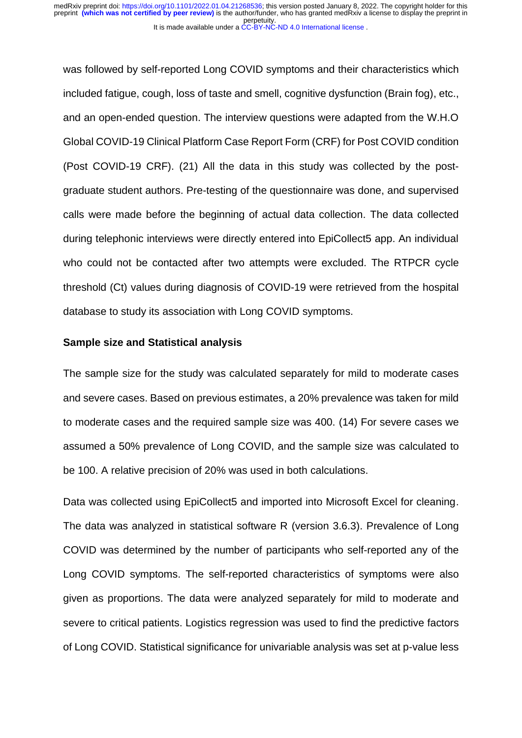was followed by self-reported Long COVID symptoms and their characteristics which included fatigue, cough, loss of taste and smell, cognitive dysfunction (Brain fog), etc., and an open-ended question. The interview questions were adapted from the W.H.O Global COVID-19 Clinical Platform Case Report Form (CRF) for Post COVID condition (Post COVID-19 CRF). (21) All the data in this study was collected by the post-graduate student authors. Pre-testing of the questionnaire was done, and supervised calls were made before the beginning of actual data collection. The data collected during telephonic interviews were directly entered into EpiCollect5 app. An individual who could not be contacted after two attempts were excluded. The RTPCR cycle threshold (Ct) values during diagnosis of COVID-19 were retrieved from the hospital database to study its association with Long COVID symptoms.

**Sample size and Statistical analysis**

The sample size for the study was calculated separately for mild to moderate cases and severe cases. Based on previous estimates, a 20% prevalence was taken for mild to moderate cases and the required sample size was 400. (14) For severe cases we assumed a 50% prevalence of Long COVID, and the sample size was calculated to be 100. A relative precision of 20% was used in both calculations.

Data was collected using EpiCollect5 and imported into Microsoft Excel for cleaning. The data was analyzed in statistical software R (version 3.6.3). Prevalence of Long COVID was determined by the number of participants who self-reported any of the Long COVID symptoms. The self-reported characteristics of symptoms were also given as proportions. The data were analyzed separately for mild to moderate and severe to critical patients. Logistics regression was used to find the predictive factors of Long COVID. Statistical significance for univariable analysis was set at p-value less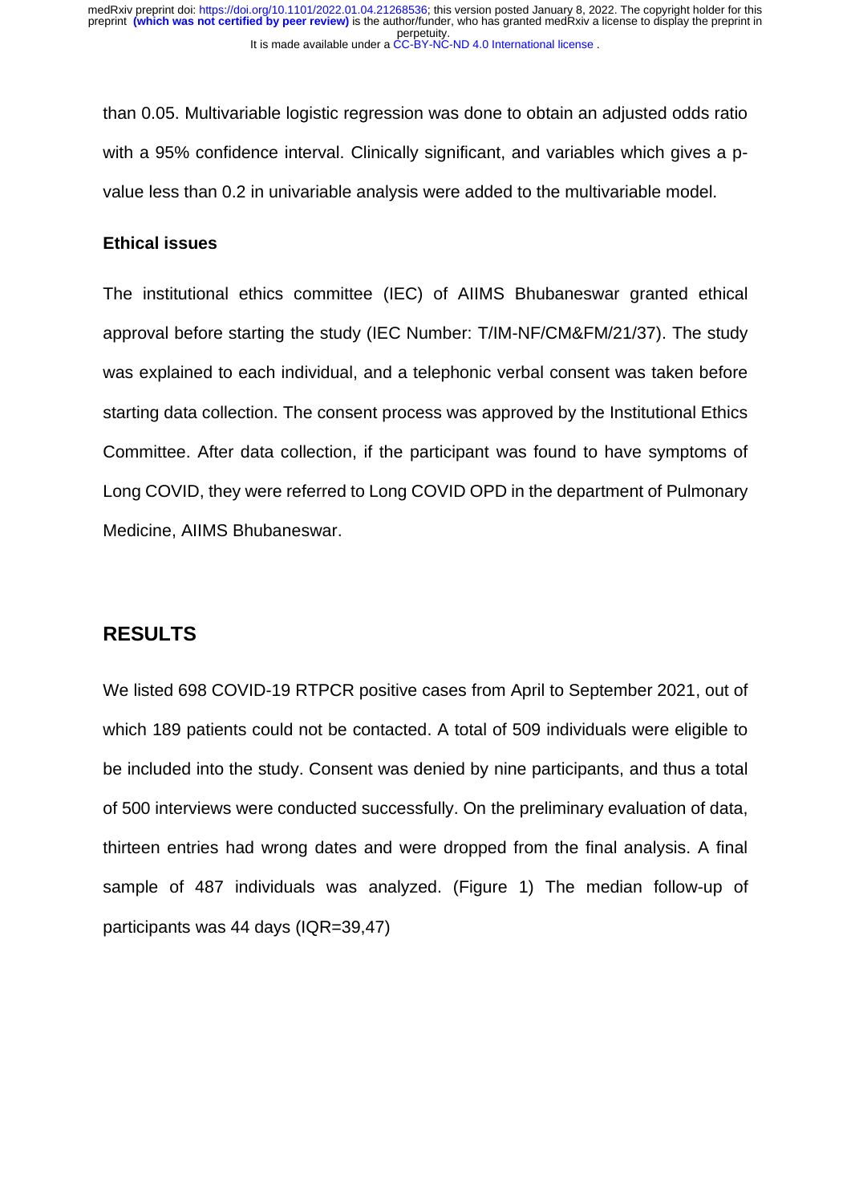than 0.05. Multivariable logistic regression was done to obtain an adjusted odds ratio with a 95% confidence interval. Clinically significant, and variables which gives a p-value less than 0.2 in univariable analysis were added to the multivariable model.

### Ethical issues

The institutional ethics committee (IEC) of AIIMS Bhubaneswar granted ethical approval before starting the study (IEC Number: T/IM-NF/CM&FM/21/37). The study was explained to each individual, and a telephonic verbal consent was taken before starting data collection. The consent process was approved by the Institutional Ethics Committee. After data collection, if the participant was found to have symptoms of Long COVID, they were referred to Long COVID OPD in the department of Pulmonary Medicine, AIIMS Bhubaneswar.

## RESULTS

We listed 698 COVID-19 RTPCR positive cases from April to September 2021, out of which 189 patients could not be contacted. A total of 509 individuals were eligible to be included into the study. Consent was denied by nine participants, and thus a total of 500 interviews were conducted successfully. On the preliminary evaluation of data, thirteen entries had wrong dates and were dropped from the final analysis. A final sample of 487 individuals was analyzed. (Figure 1) The median follow-up of participants was 44 days (IQR=39,47)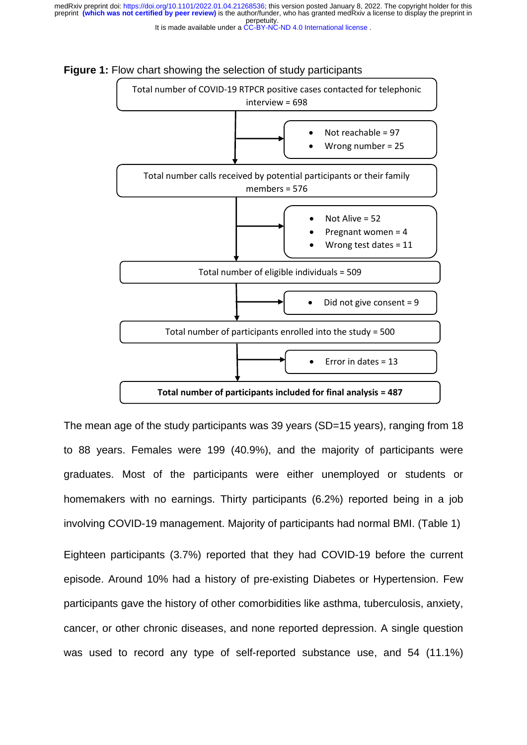**Figure 1:** Flow chart showing the selection of study participants

Total number of COVID-19 RTPCR positive cases contacted for telephonic interview = 698

- Not reachable = 97
- Wrong number = 25

Total number calls received by potential participants or their family members = 576

- Not Alive = 52
- Pregnant women = 4
- Wrong test dates = 11

Total number of eligible individuals = 509

- Did not give consent = 9

Total number of participants enrolled into the study = 500

- Error in dates = 13

**Total number of participants included for final analysis = 487**

The mean age of the study participants was 39 years (SD=15 years), ranging from 18 to 88 years. Females were 199 (40.9%), and the majority of participants were graduates. Most of the participants were either unemployed or students or homemakers with no earnings. Thirty participants (6.2%) reported being in a job involving COVID-19 management. Majority of participants had normal BMI. (Table 1)

Eighteen participants (3.7%) reported that they had COVID-19 before the current episode. Around 10% had a history of pre-existing Diabetes or Hypertension. Few participants gave the history of other comorbidities like asthma, tuberculosis, anxiety, cancer, or other chronic diseases, and none reported depression. A single question was used to record any type of self-reported substance use, and 54 (11.1%)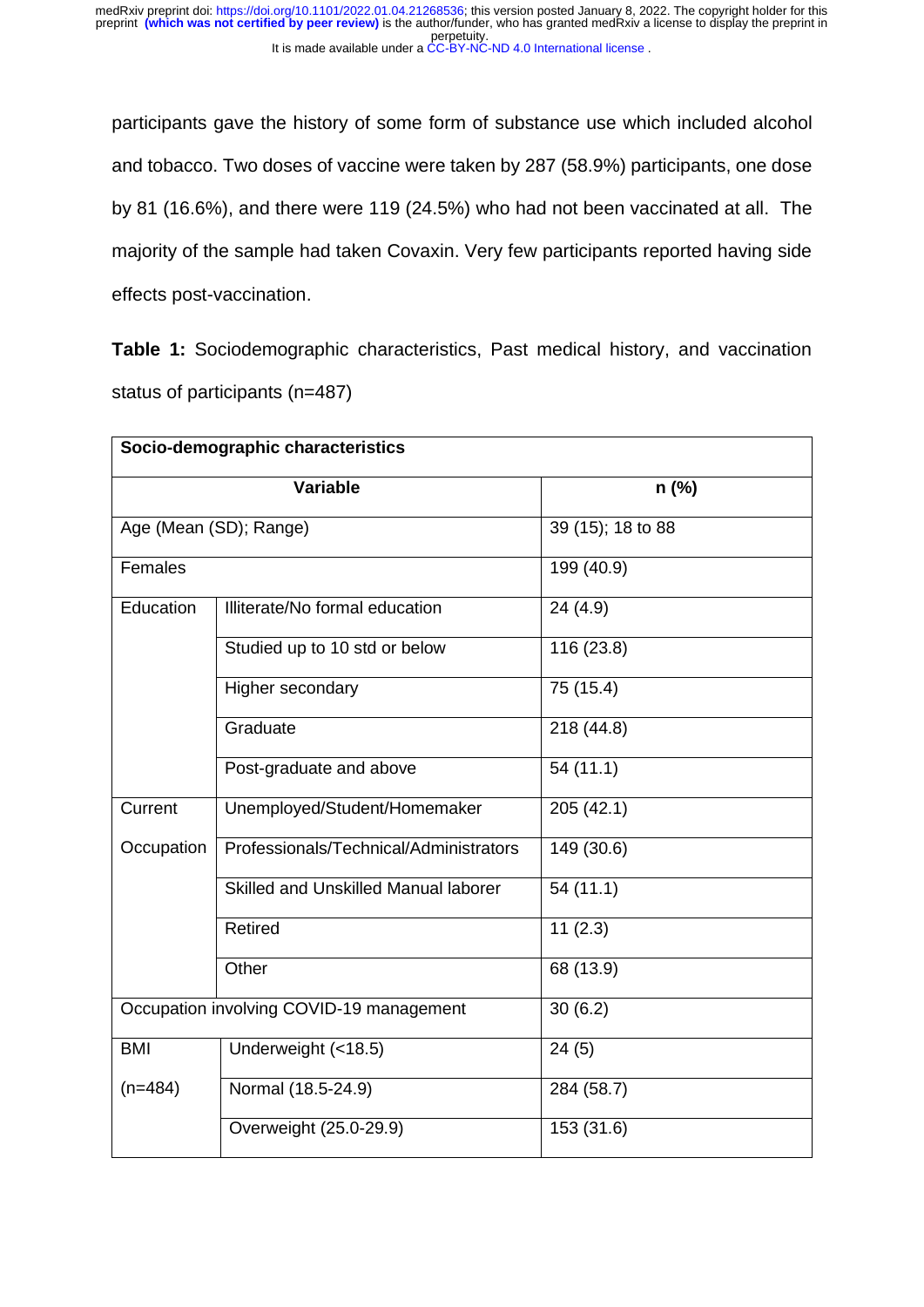participants gave the history of some form of substance use which included alcohol and tobacco. Two doses of vaccine were taken by 287 (58.9%) participants, one dose by 81 (16.6%), and there were 119 (24.5%) who had not been vaccinated at all. The majority of the sample had taken Covaxin. Very few participants reported having side effects post-vaccination.

**Table 1:** Sociodemographic characteristics, Past medical history, and vaccination status of participants (n=487)

| **Socio-demographic characteristics** | | |
|---|---|---|
| **Variable** | | **n (%)** |
| Age (Mean (SD); Range) | | 39 (15); 18 to 88 |
| Females | | 199 (40.9) |
| Education | Illiterate/No formal education | 24 (4.9) |
| | Studied up to 10 std or below | 116 (23.8) |
| | Higher secondary | 75 (15.4) |
| | Graduate | 218 (44.8) |
| | Post-graduate and above | 54 (11.1) |
| Current Occupation | Unemployed/Student/Homemaker | 205 (42.1) |
| | Professionals/Technical/Administrators | 149 (30.6) |
| | Skilled and Unskilled Manual laborer | 54 (11.1) |
| | Retired | 11 (2.3) |
| | Other | 68 (13.9) |
| Occupation involving COVID-19 management | | 30 (6.2) |
| BMI (n=484) | Underweight (<18.5) | 24 (5) |
| | Normal (18.5-24.9) | 284 (58.7) |
| | Overweight (25.0-29.9) | 153 (31.6) |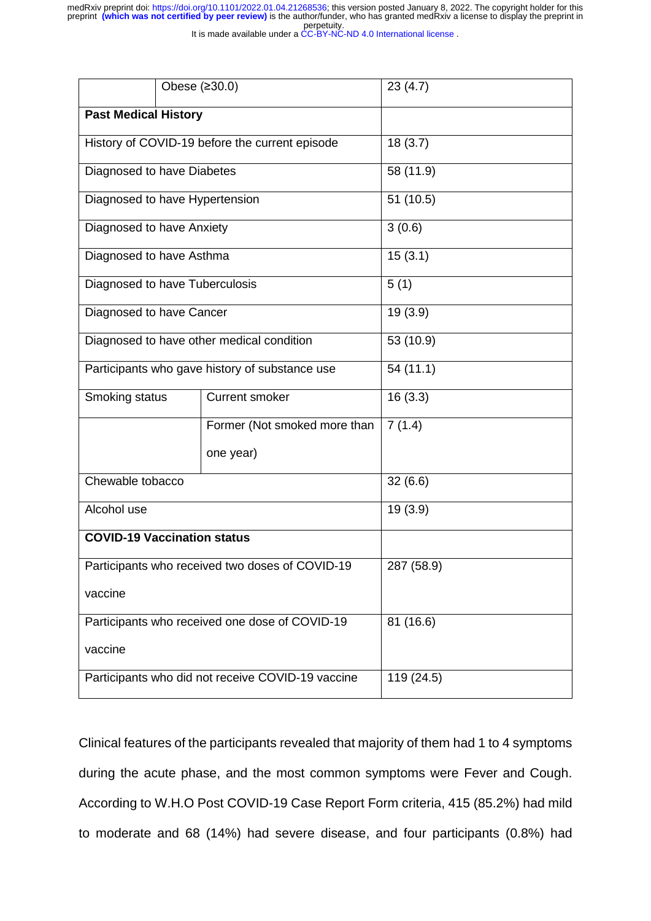| | | |
|---|---|---|
| | Obese (≥30.0) | 23 (4.7) |
| **Past Medical History** | | |
| History of COVID-19 before the current episode | | 18 (3.7) |
| Diagnosed to have Diabetes | | 58 (11.9) |
| Diagnosed to have Hypertension | | 51 (10.5) |
| Diagnosed to have Anxiety | | 3 (0.6) |
| Diagnosed to have Asthma | | 15 (3.1) |
| Diagnosed to have Tuberculosis | | 5 (1) |
| Diagnosed to have Cancer | | 19 (3.9) |
| Diagnosed to have other medical condition | | 53 (10.9) |
| Participants who gave history of substance use | | 54 (11.1) |
| Smoking status | Current smoker | 16 (3.3) |
| | Former (Not smoked more than one year) | 7 (1.4) |
| Chewable tobacco | | 32 (6.6) |
| Alcohol use | | 19 (3.9) |
| **COVID-19 Vaccination status** | | |
| Participants who received two doses of COVID-19 vaccine | | 287 (58.9) |
| Participants who received one dose of COVID-19 vaccine | | 81 (16.6) |
| Participants who did not receive COVID-19 vaccine | | 119 (24.5) |

Clinical features of the participants revealed that majority of them had 1 to 4 symptoms during the acute phase, and the most common symptoms were Fever and Cough. According to W.H.O Post COVID-19 Case Report Form criteria, 415 (85.2%) had mild to moderate and 68 (14%) had severe disease, and four participants (0.8%) had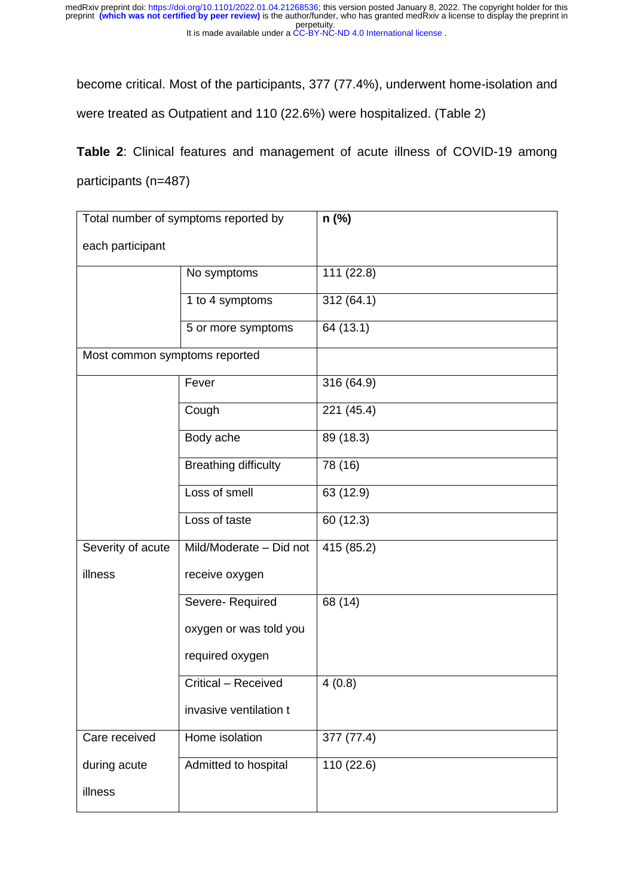become critical. Most of the participants, 377 (77.4%), underwent home-isolation and were treated as Outpatient and 110 (22.6%) were hospitalized. (Table 2)

**Table 2**: Clinical features and management of acute illness of COVID-19 among participants (n=487)

| Total number of symptoms reported by each participant | | **n (%)** |
|---|---|---|
| | No symptoms | 111 (22.8) |
| | 1 to 4 symptoms | 312 (64.1) |
| | 5 or more symptoms | 64 (13.1) |
| Most common symptoms reported | | |
| | Fever | 316 (64.9) |
| | Cough | 221 (45.4) |
| | Body ache | 89 (18.3) |
| | Breathing difficulty | 78 (16) |
| | Loss of smell | 63 (12.9) |
| | Loss of taste | 60 (12.3) |
| Severity of acute illness | Mild/Moderate – Did not receive oxygen | 415 (85.2) |
| | Severe- Required oxygen or was told you required oxygen | 68 (14) |
| | Critical – Received invasive ventilation t | 4 (0.8) |
| Care received during acute illness | Home isolation | 377 (77.4) |
| | Admitted to hospital | 110 (22.6) |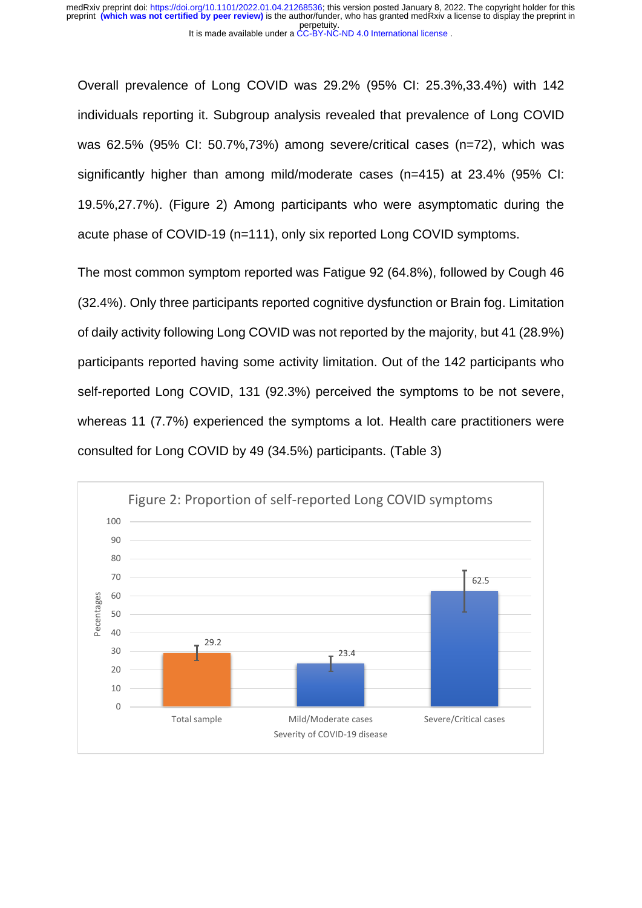Overall prevalence of Long COVID was 29.2% (95% CI: 25.3%,33.4%) with 142 individuals reporting it. Subgroup analysis revealed that prevalence of Long COVID was 62.5% (95% CI: 50.7%,73%) among severe/critical cases (n=72), which was significantly higher than among mild/moderate cases (n=415) at 23.4% (95% CI: 19.5%,27.7%). (Figure 2) Among participants who were asymptomatic during the acute phase of COVID-19 (n=111), only six reported Long COVID symptoms.

The most common symptom reported was Fatigue 92 (64.8%), followed by Cough 46 (32.4%). Only three participants reported cognitive dysfunction or Brain fog. Limitation of daily activity following Long COVID was not reported by the majority, but 41 (28.9%) participants reported having some activity limitation. Out of the 142 participants who self-reported Long COVID, 131 (92.3%) perceived the symptoms to be not severe, whereas 11 (7.7%) experienced the symptoms a lot. Health care practitioners were consulted for Long COVID by 49 (34.5%) participants. (Table 3)

Figure 2: Proportion of self-reported Long COVID symptoms

| Severity of COVID-19 disease | Pecentages |
|---|---|
| Total sample | 29.2 |
| Mild/Moderate cases | 23.4 |
| Severe/Critical cases | 62.5 |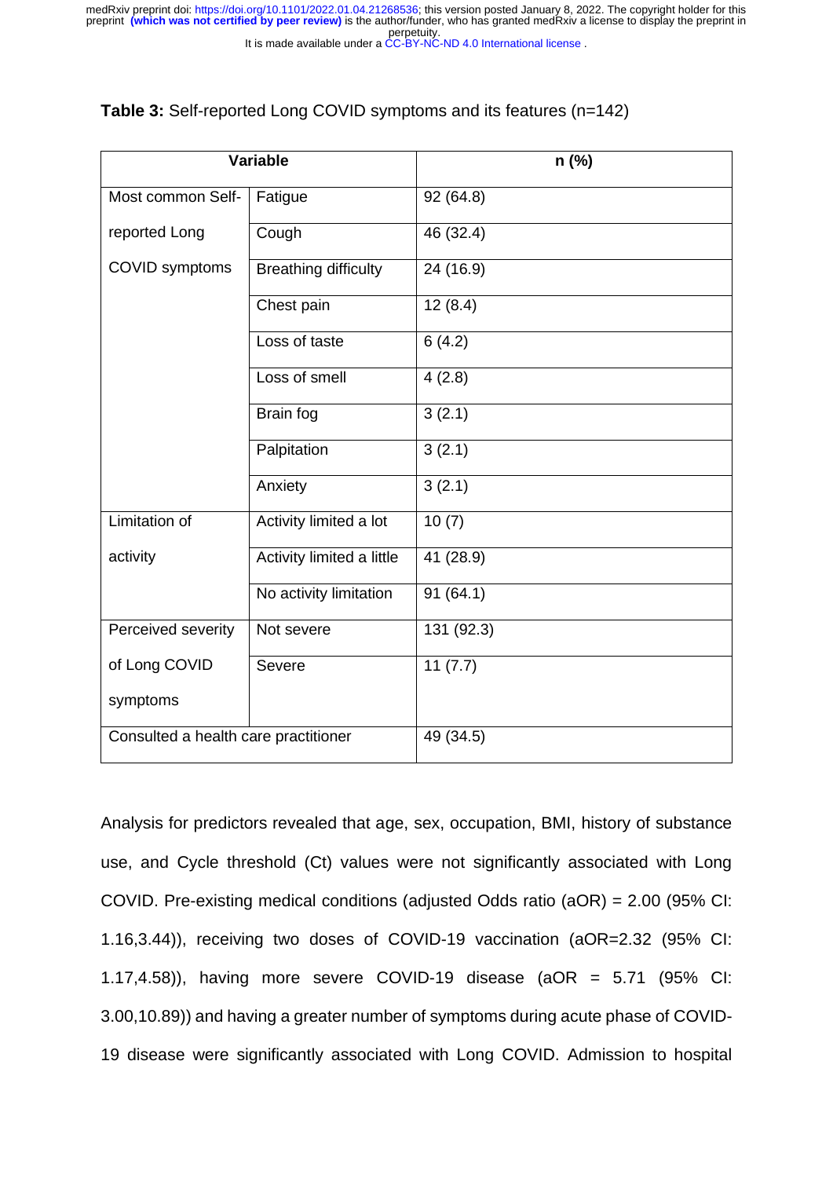**Table 3:** Self-reported Long COVID symptoms and its features (n=142)

| Variable | | n (%) |
|---|---|---|
| Most common Self-reported Long COVID symptoms | Fatigue | 92 (64.8) |
| | Cough | 46 (32.4) |
| | Breathing difficulty | 24 (16.9) |
| | Chest pain | 12 (8.4) |
| | Loss of taste | 6 (4.2) |
| | Loss of smell | 4 (2.8) |
| | Brain fog | 3 (2.1) |
| | Palpitation | 3 (2.1) |
| | Anxiety | 3 (2.1) |
| Limitation of activity | Activity limited a lot | 10 (7) |
| | Activity limited a little | 41 (28.9) |
| | No activity limitation | 91 (64.1) |
| Perceived severity of Long COVID symptoms | Not severe | 131 (92.3) |
| | Severe | 11 (7.7) |
| Consulted a health care practitioner | | 49 (34.5) |

Analysis for predictors revealed that age, sex, occupation, BMI, history of substance use, and Cycle threshold (Ct) values were not significantly associated with Long COVID. Pre-existing medical conditions (adjusted Odds ratio (aOR) = 2.00 (95% CI: 1.16,3.44)), receiving two doses of COVID-19 vaccination (aOR=2.32 (95% CI: 1.17,4.58)), having more severe COVID-19 disease (aOR = 5.71 (95% CI: 3.00,10.89)) and having a greater number of symptoms during acute phase of COVID-19 disease were significantly associated with Long COVID. Admission to hospital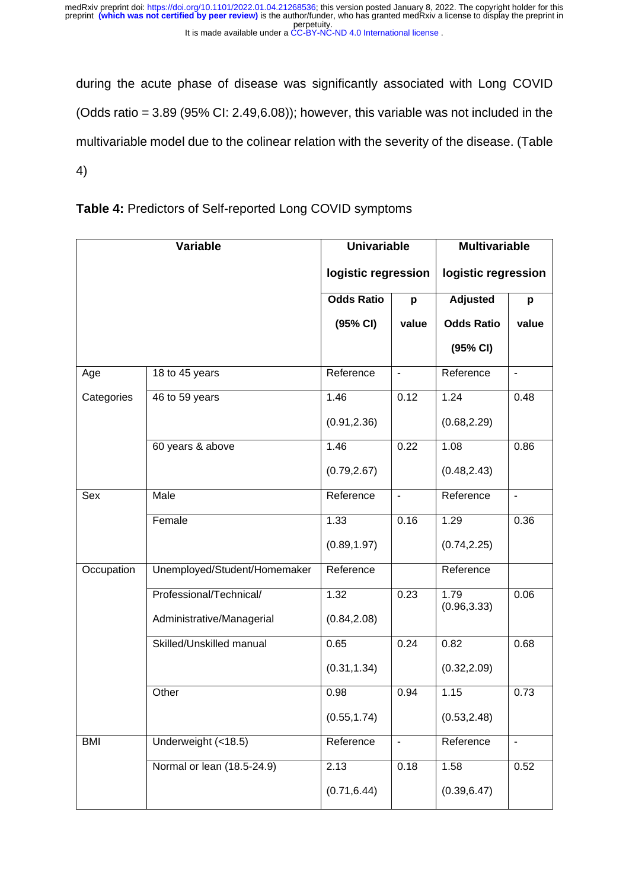during the acute phase of disease was significantly associated with Long COVID (Odds ratio = 3.89 (95% CI: 2.49,6.08)); however, this variable was not included in the multivariable model due to the colinear relation with the severity of the disease. (Table 4)

**Table 4:** Predictors of Self-reported Long COVID symptoms

| Variable | | Univariable logistic regression | | Multivariable logistic regression | |
|---|---|---|---|---|---|
| | | Odds Ratio (95% CI) | p value | Adjusted Odds Ratio (95% CI) | p value |
| Age Categories | 18 to 45 years | Reference | - | Reference | - |
| | 46 to 59 years | 1.46 (0.91,2.36) | 0.12 | 1.24 (0.68,2.29) | 0.48 |
| | 60 years & above | 1.46 (0.79,2.67) | 0.22 | 1.08 (0.48,2.43) | 0.86 |
| Sex | Male | Reference | - | Reference | - |
| | Female | 1.33 (0.89,1.97) | 0.16 | 1.29 (0.74,2.25) | 0.36 |
| Occupation | Unemployed/Student/Homemaker | Reference | | Reference | |
| | Professional/Technical/ Administrative/Managerial | 1.32 (0.84,2.08) | 0.23 | 1.79 (0.96,3.33) | 0.06 |
| | Skilled/Unskilled manual | 0.65 (0.31,1.34) | 0.24 | 0.82 (0.32,2.09) | 0.68 |
| | Other | 0.98 (0.55,1.74) | 0.94 | 1.15 (0.53,2.48) | 0.73 |
| BMI | Underweight (<18.5) | Reference | - | Reference | - |
| | Normal or lean (18.5-24.9) | 2.13 (0.71,6.44) | 0.18 | 1.58 (0.39,6.47) | 0.52 |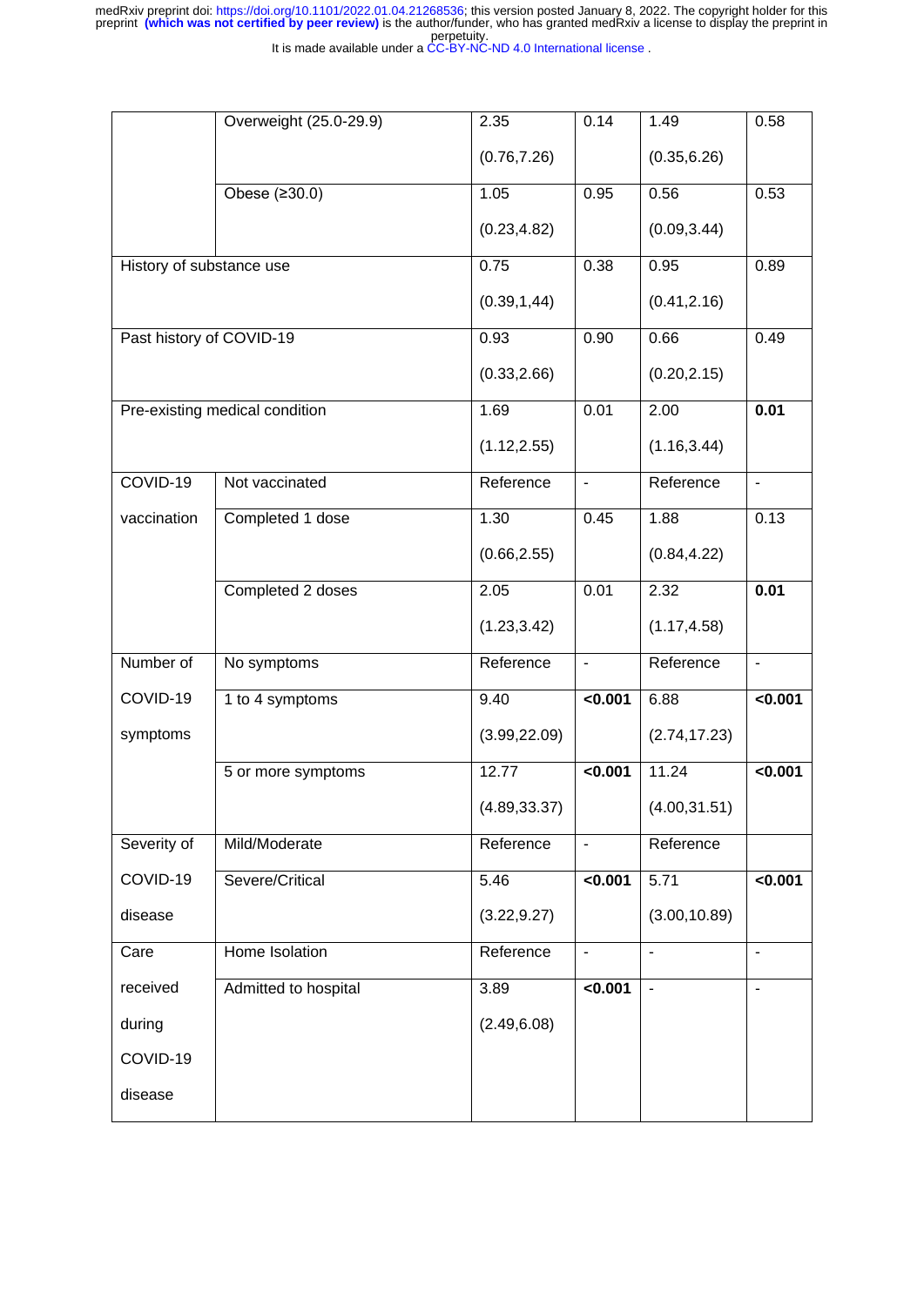| | | | | | |
|---|---|---|---|---|---|
| | Overweight (25.0-29.9) | 2.35 (0.76,7.26) | 0.14 | 1.49 (0.35,6.26) | 0.58 |
| | Obese (≥30.0) | 1.05 (0.23,4.82) | 0.95 | 0.56 (0.09,3.44) | 0.53 |
| History of substance use | | 0.75 (0.39,1,44) | 0.38 | 0.95 (0.41,2.16) | 0.89 |
| Past history of COVID-19 | | 0.93 (0.33,2.66) | 0.90 | 0.66 (0.20,2.15) | 0.49 |
| Pre-existing medical condition | | 1.69 (1.12,2.55) | 0.01 | 2.00 (1.16,3.44) | **0.01** |
| COVID-19 vaccination | Not vaccinated | Reference | - | Reference | - |
| | Completed 1 dose | 1.30 (0.66,2.55) | 0.45 | 1.88 (0.84,4.22) | 0.13 |
| | Completed 2 doses | 2.05 (1.23,3.42) | 0.01 | 2.32 (1.17,4.58) | **0.01** |
| Number of COVID-19 symptoms | No symptoms | Reference | - | Reference | - |
| | 1 to 4 symptoms | 9.40 (3.99,22.09) | **<0.001** | 6.88 (2.74,17.23) | **<0.001** |
| | 5 or more symptoms | 12.77 (4.89,33.37) | **<0.001** | 11.24 (4.00,31.51) | **<0.001** |
| Severity of COVID-19 disease | Mild/Moderate | Reference | - | Reference | |
| | Severe/Critical | 5.46 (3.22,9.27) | **<0.001** | 5.71 (3.00,10.89) | **<0.001** |
| Care received during COVID-19 disease | Home Isolation | Reference | - | - | - |
| | Admitted to hospital | 3.89 (2.49,6.08) | **<0.001** | - | - |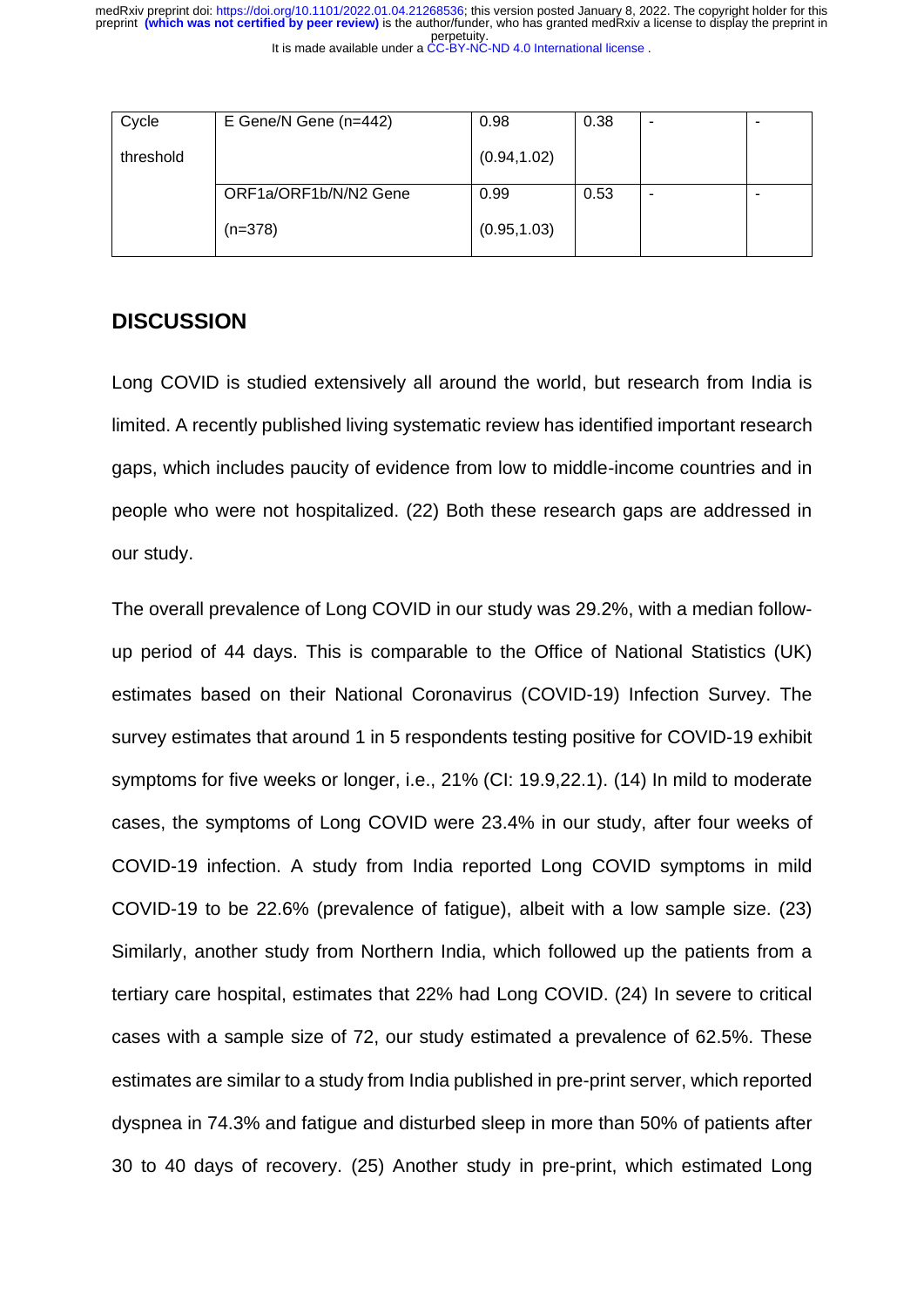| Cycle threshold | E Gene/N Gene (n=442) | 0.98 (0.94,1.02) | 0.38 | - | - |
|---|---|---|---|---|---|
| | ORF1a/ORF1b/N/N2 Gene (n=378) | 0.99 (0.95,1.03) | 0.53 | - | - |

## DISCUSSION

Long COVID is studied extensively all around the world, but research from India is limited. A recently published living systematic review has identified important research gaps, which includes paucity of evidence from low to middle-income countries and in people who were not hospitalized. (22) Both these research gaps are addressed in our study.

The overall prevalence of Long COVID in our study was 29.2%, with a median follow-up period of 44 days. This is comparable to the Office of National Statistics (UK) estimates based on their National Coronavirus (COVID-19) Infection Survey. The survey estimates that around 1 in 5 respondents testing positive for COVID-19 exhibit symptoms for five weeks or longer, i.e., 21% (CI: 19.9,22.1). (14) In mild to moderate cases, the symptoms of Long COVID were 23.4% in our study, after four weeks of COVID-19 infection. A study from India reported Long COVID symptoms in mild COVID-19 to be 22.6% (prevalence of fatigue), albeit with a low sample size. (23) Similarly, another study from Northern India, which followed up the patients from a tertiary care hospital, estimates that 22% had Long COVID. (24) In severe to critical cases with a sample size of 72, our study estimated a prevalence of 62.5%. These estimates are similar to a study from India published in pre-print server, which reported dyspnea in 74.3% and fatigue and disturbed sleep in more than 50% of patients after 30 to 40 days of recovery. (25) Another study in pre-print, which estimated Long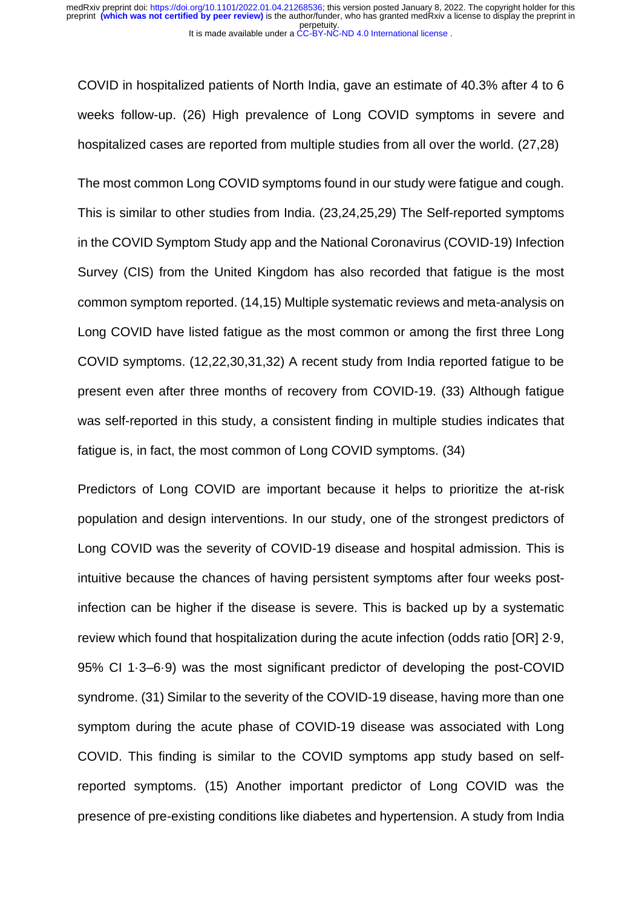COVID in hospitalized patients of North India, gave an estimate of 40.3% after 4 to 6 weeks follow-up. (26) High prevalence of Long COVID symptoms in severe and hospitalized cases are reported from multiple studies from all over the world. (27,28)

The most common Long COVID symptoms found in our study were fatigue and cough. This is similar to other studies from India. (23,24,25,29) The Self-reported symptoms in the COVID Symptom Study app and the National Coronavirus (COVID-19) Infection Survey (CIS) from the United Kingdom has also recorded that fatigue is the most common symptom reported. (14,15) Multiple systematic reviews and meta-analysis on Long COVID have listed fatigue as the most common or among the first three Long COVID symptoms. (12,22,30,31,32) A recent study from India reported fatigue to be present even after three months of recovery from COVID-19. (33) Although fatigue was self-reported in this study, a consistent finding in multiple studies indicates that fatigue is, in fact, the most common of Long COVID symptoms. (34)

Predictors of Long COVID are important because it helps to prioritize the at-risk population and design interventions. In our study, one of the strongest predictors of Long COVID was the severity of COVID-19 disease and hospital admission. This is intuitive because the chances of having persistent symptoms after four weeks post-infection can be higher if the disease is severe. This is backed up by a systematic review which found that hospitalization during the acute infection (odds ratio [OR] 2·9, 95% CI 1·3–6·9) was the most significant predictor of developing the post-COVID syndrome. (31) Similar to the severity of the COVID-19 disease, having more than one symptom during the acute phase of COVID-19 disease was associated with Long COVID. This finding is similar to the COVID symptoms app study based on self-reported symptoms. (15) Another important predictor of Long COVID was the presence of pre-existing conditions like diabetes and hypertension. A study from India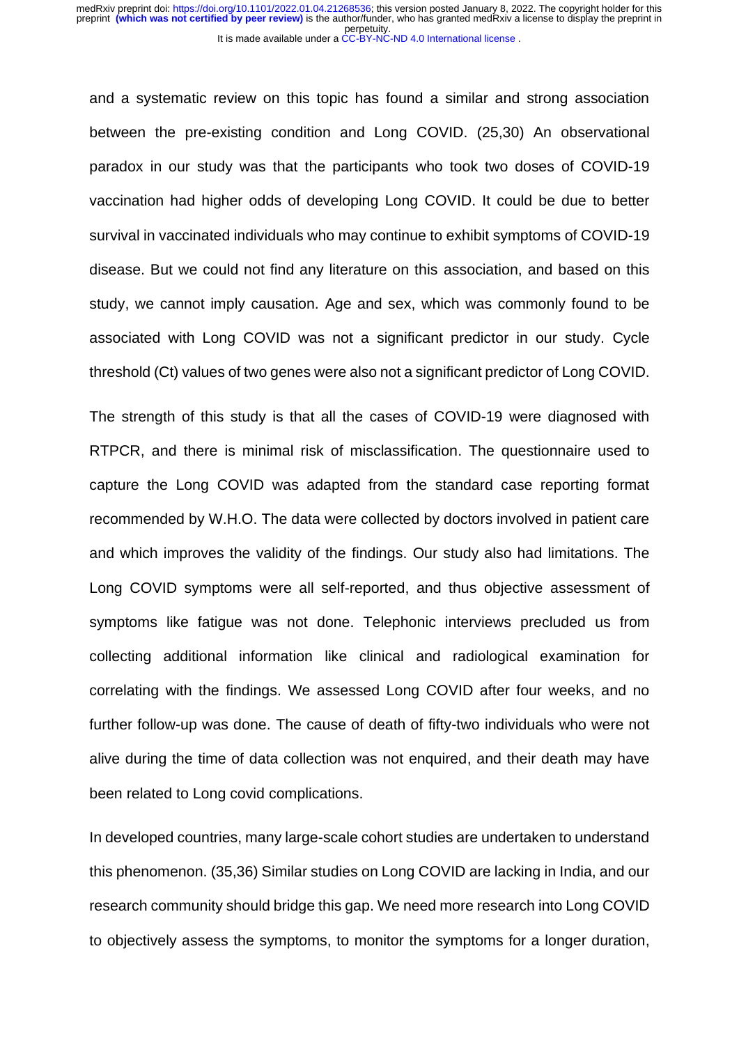and a systematic review on this topic has found a similar and strong association between the pre-existing condition and Long COVID. (25,30) An observational paradox in our study was that the participants who took two doses of COVID-19 vaccination had higher odds of developing Long COVID. It could be due to better survival in vaccinated individuals who may continue to exhibit symptoms of COVID-19 disease. But we could not find any literature on this association, and based on this study, we cannot imply causation. Age and sex, which was commonly found to be associated with Long COVID was not a significant predictor in our study. Cycle threshold (Ct) values of two genes were also not a significant predictor of Long COVID.

The strength of this study is that all the cases of COVID-19 were diagnosed with RTPCR, and there is minimal risk of misclassification. The questionnaire used to capture the Long COVID was adapted from the standard case reporting format recommended by W.H.O. The data were collected by doctors involved in patient care and which improves the validity of the findings. Our study also had limitations. The Long COVID symptoms were all self-reported, and thus objective assessment of symptoms like fatigue was not done. Telephonic interviews precluded us from collecting additional information like clinical and radiological examination for correlating with the findings. We assessed Long COVID after four weeks, and no further follow-up was done. The cause of death of fifty-two individuals who were not alive during the time of data collection was not enquired, and their death may have been related to Long covid complications.

In developed countries, many large-scale cohort studies are undertaken to understand this phenomenon. (35,36) Similar studies on Long COVID are lacking in India, and our research community should bridge this gap. We need more research into Long COVID to objectively assess the symptoms, to monitor the symptoms for a longer duration,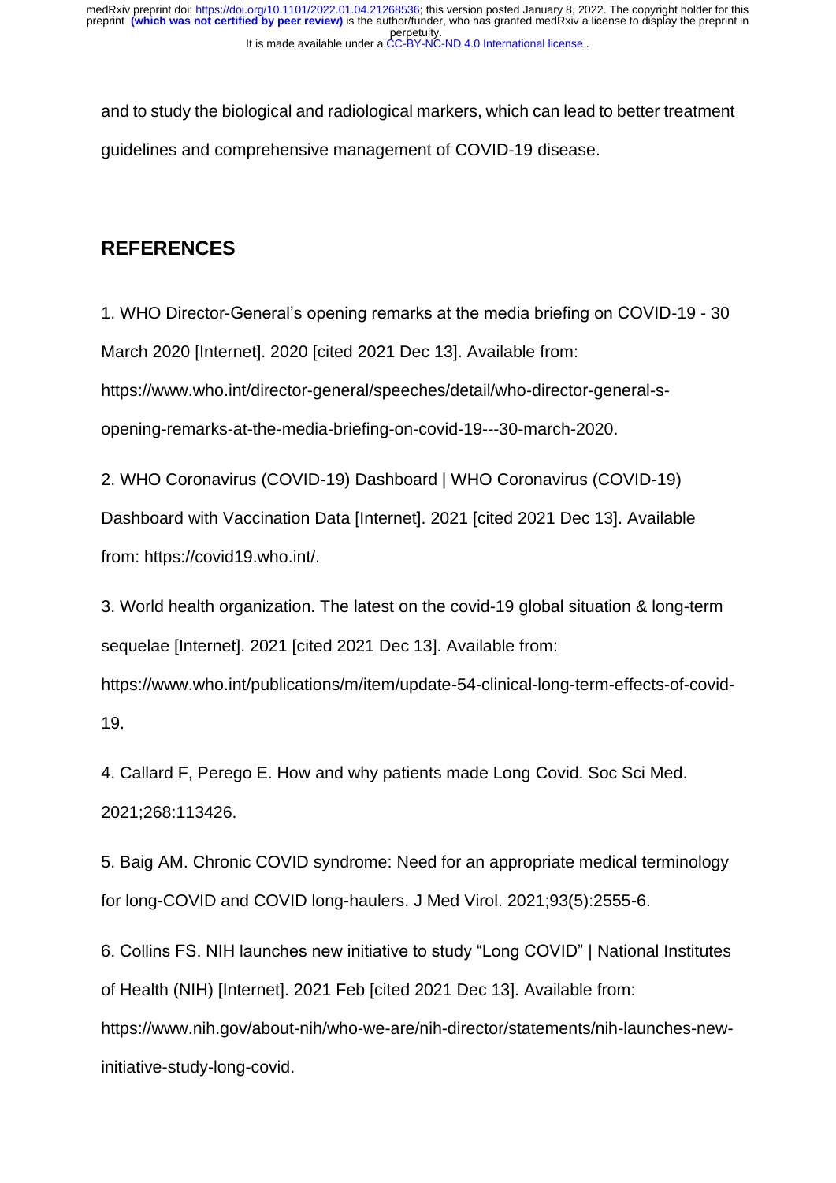and to study the biological and radiological markers, which can lead to better treatment guidelines and comprehensive management of COVID-19 disease.

## REFERENCES

1. WHO Director-General's opening remarks at the media briefing on COVID-19 - 30 March 2020 [Internet]. 2020 [cited 2021 Dec 13]. Available from: https://www.who.int/director-general/speeches/detail/who-director-general-s-opening-remarks-at-the-media-briefing-on-covid-19---30-march-2020.

2. WHO Coronavirus (COVID-19) Dashboard | WHO Coronavirus (COVID-19) Dashboard with Vaccination Data [Internet]. 2021 [cited 2021 Dec 13]. Available from: https://covid19.who.int/.

3. World health organization. The latest on the covid-19 global situation & long-term sequelae [Internet]. 2021 [cited 2021 Dec 13]. Available from: https://www.who.int/publications/m/item/update-54-clinical-long-term-effects-of-covid-19.

4. Callard F, Perego E. How and why patients made Long Covid. Soc Sci Med. 2021;268:113426.

5. Baig AM. Chronic COVID syndrome: Need for an appropriate medical terminology for long-COVID and COVID long-haulers. J Med Virol. 2021;93(5):2555-6.

6. Collins FS. NIH launches new initiative to study "Long COVID" | National Institutes of Health (NIH) [Internet]. 2021 Feb [cited 2021 Dec 13]. Available from: https://www.nih.gov/about-nih/who-we-are/nih-director/statements/nih-launches-new-initiative-study-long-covid.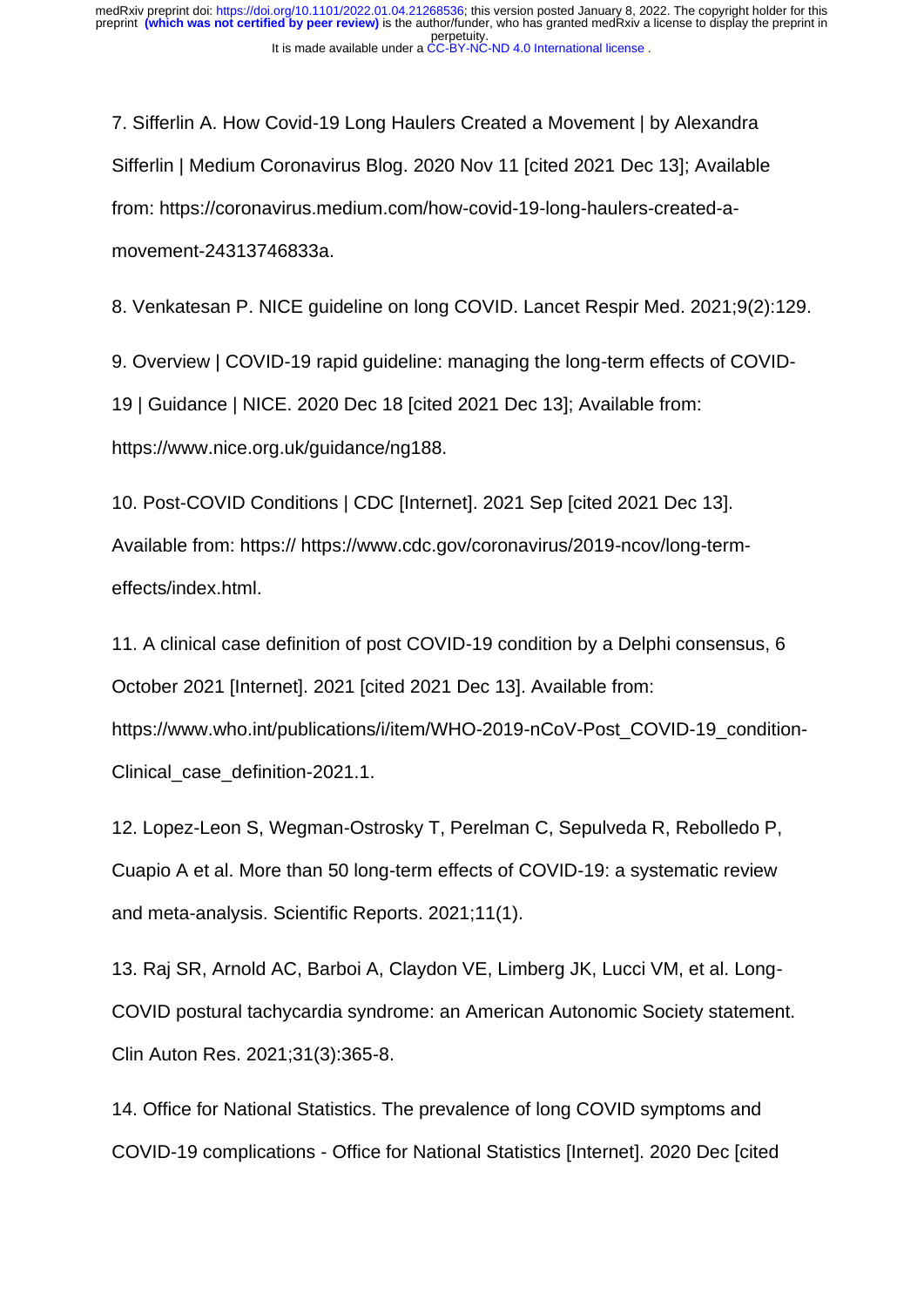7. Sifferlin A. How Covid-19 Long Haulers Created a Movement | by Alexandra Sifferlin | Medium Coronavirus Blog. 2020 Nov 11 [cited 2021 Dec 13]; Available from: https://coronavirus.medium.com/how-covid-19-long-haulers-created-a-movement-24313746833a.

8. Venkatesan P. NICE guideline on long COVID. Lancet Respir Med. 2021;9(2):129.

9. Overview | COVID-19 rapid guideline: managing the long-term effects of COVID-19 | Guidance | NICE. 2020 Dec 18 [cited 2021 Dec 13]; Available from: https://www.nice.org.uk/guidance/ng188.

10. Post-COVID Conditions | CDC [Internet]. 2021 Sep [cited 2021 Dec 13]. Available from: https:// https://www.cdc.gov/coronavirus/2019-ncov/long-term-effects/index.html.

11. A clinical case definition of post COVID-19 condition by a Delphi consensus, 6 October 2021 [Internet]. 2021 [cited 2021 Dec 13]. Available from: https://www.who.int/publications/i/item/WHO-2019-nCoV-Post_COVID-19_condition-Clinical_case_definition-2021.1.

12. Lopez-Leon S, Wegman-Ostrosky T, Perelman C, Sepulveda R, Rebolledo P, Cuapio A et al. More than 50 long-term effects of COVID-19: a systematic review and meta-analysis. Scientific Reports. 2021;11(1).

13. Raj SR, Arnold AC, Barboi A, Claydon VE, Limberg JK, Lucci VM, et al. Long-COVID postural tachycardia syndrome: an American Autonomic Society statement. Clin Auton Res. 2021;31(3):365-8.

14. Office for National Statistics. The prevalence of long COVID symptoms and COVID-19 complications - Office for National Statistics [Internet]. 2020 Dec [cited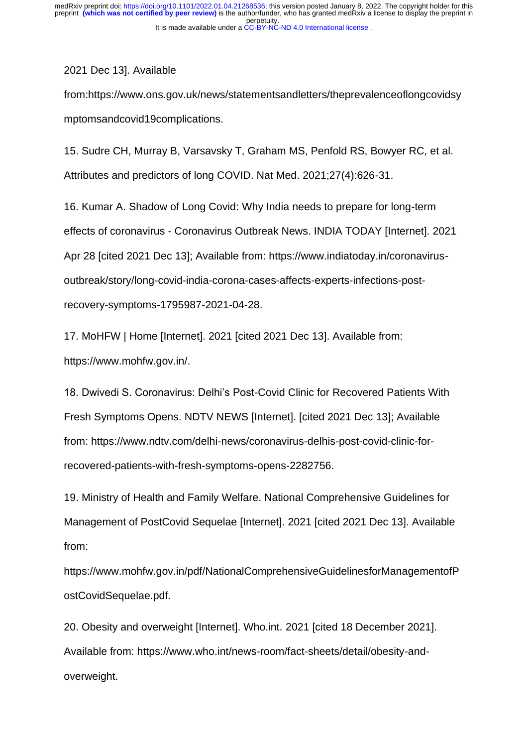2021 Dec 13]. Available from:https://www.ons.gov.uk/news/statementsandletters/theprevalenceoflongcovidsymptomsandcovid19complications.

15. Sudre CH, Murray B, Varsavsky T, Graham MS, Penfold RS, Bowyer RC, et al. Attributes and predictors of long COVID. Nat Med. 2021;27(4):626-31.

16. Kumar A. Shadow of Long Covid: Why India needs to prepare for long-term effects of coronavirus - Coronavirus Outbreak News. INDIA TODAY [Internet]. 2021 Apr 28 [cited 2021 Dec 13]; Available from: https://www.indiatoday.in/coronavirus-outbreak/story/long-covid-india-corona-cases-affects-experts-infections-post-recovery-symptoms-1795987-2021-04-28.

17. MoHFW | Home [Internet]. 2021 [cited 2021 Dec 13]. Available from: https://www.mohfw.gov.in/.

18. Dwivedi S. Coronavirus: Delhi's Post-Covid Clinic for Recovered Patients With Fresh Symptoms Opens. NDTV NEWS [Internet]. [cited 2021 Dec 13]; Available from: https://www.ndtv.com/delhi-news/coronavirus-delhis-post-covid-clinic-for-recovered-patients-with-fresh-symptoms-opens-2282756.

19. Ministry of Health and Family Welfare. National Comprehensive Guidelines for Management of PostCovid Sequelae [Internet]. 2021 [cited 2021 Dec 13]. Available from: https://www.mohfw.gov.in/pdf/NationalComprehensiveGuidelinesforManagementofPostCovidSequelae.pdf.

20. Obesity and overweight [Internet]. Who.int. 2021 [cited 18 December 2021]. Available from: https://www.who.int/news-room/fact-sheets/detail/obesity-and-overweight.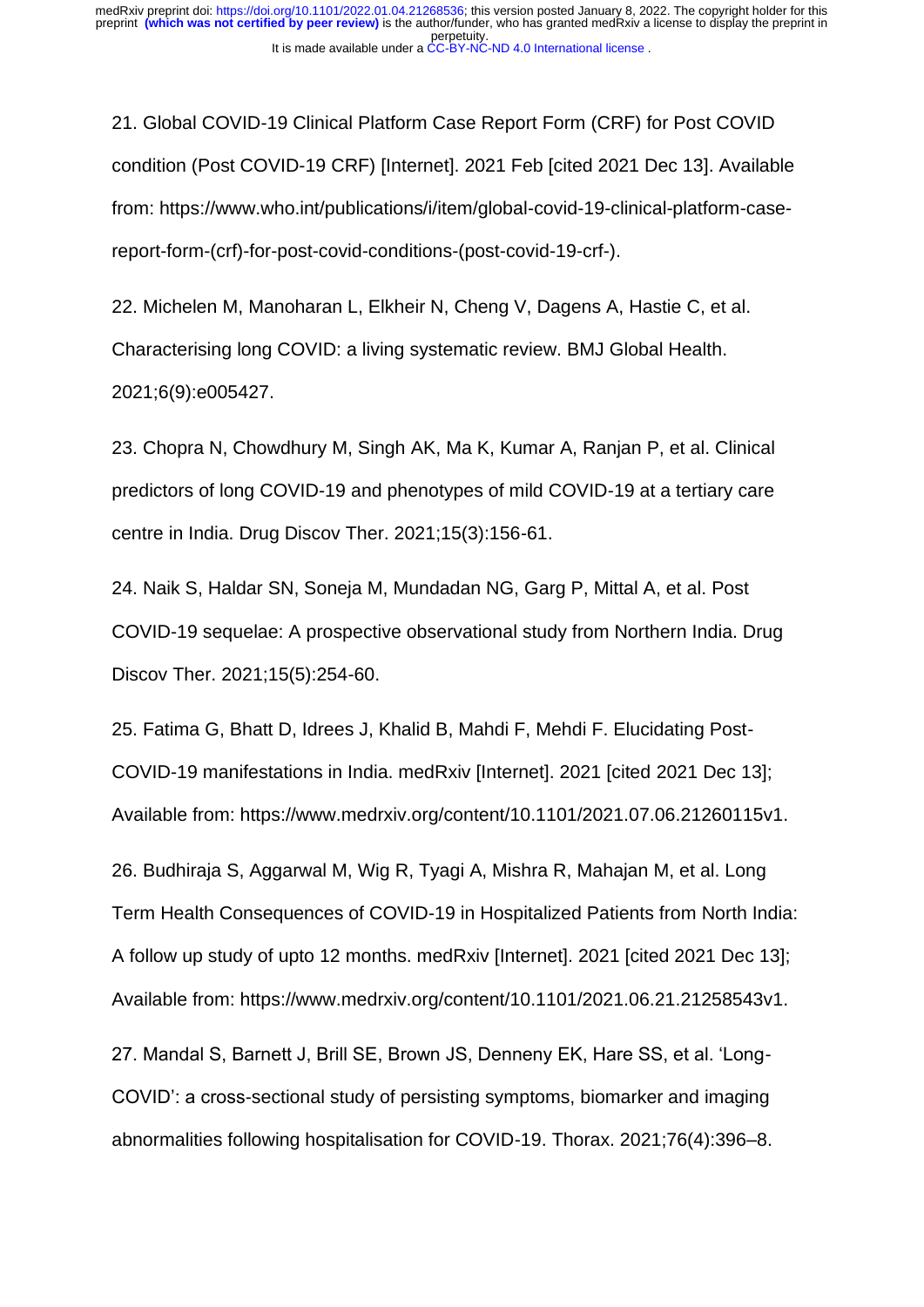21. Global COVID-19 Clinical Platform Case Report Form (CRF) for Post COVID condition (Post COVID-19 CRF) [Internet]. 2021 Feb [cited 2021 Dec 13]. Available from: https://www.who.int/publications/i/item/global-covid-19-clinical-platform-case-report-form-(crf)-for-post-covid-conditions-(post-covid-19-crf-).

22. Michelen M, Manoharan L, Elkheir N, Cheng V, Dagens A, Hastie C, et al. Characterising long COVID: a living systematic review. BMJ Global Health. 2021;6(9):e005427.

23. Chopra N, Chowdhury M, Singh AK, Ma K, Kumar A, Ranjan P, et al. Clinical predictors of long COVID-19 and phenotypes of mild COVID-19 at a tertiary care centre in India. Drug Discov Ther. 2021;15(3):156-61.

24. Naik S, Haldar SN, Soneja M, Mundadan NG, Garg P, Mittal A, et al. Post COVID-19 sequelae: A prospective observational study from Northern India. Drug Discov Ther. 2021;15(5):254-60.

25. Fatima G, Bhatt D, Idrees J, Khalid B, Mahdi F, Mehdi F. Elucidating Post-COVID-19 manifestations in India. medRxiv [Internet]. 2021 [cited 2021 Dec 13]; Available from: https://www.medrxiv.org/content/10.1101/2021.07.06.21260115v1.

26. Budhiraja S, Aggarwal M, Wig R, Tyagi A, Mishra R, Mahajan M, et al. Long Term Health Consequences of COVID-19 in Hospitalized Patients from North India: A follow up study of upto 12 months. medRxiv [Internet]. 2021 [cited 2021 Dec 13]; Available from: https://www.medrxiv.org/content/10.1101/2021.06.21.21258543v1.

27. Mandal S, Barnett J, Brill SE, Brown JS, Denneny EK, Hare SS, et al. 'Long-COVID': a cross-sectional study of persisting symptoms, biomarker and imaging abnormalities following hospitalisation for COVID-19. Thorax. 2021;76(4):396–8.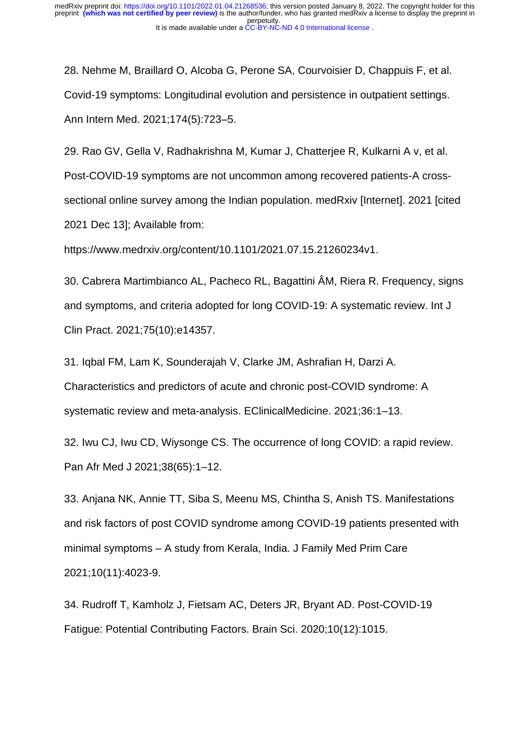28. Nehme M, Braillard O, Alcoba G, Perone SA, Courvoisier D, Chappuis F, et al. Covid-19 symptoms: Longitudinal evolution and persistence in outpatient settings. Ann Intern Med. 2021;174(5):723–5.

29. Rao GV, Gella V, Radhakrishna M, Kumar J, Chatterjee R, Kulkarni A v, et al. Post-COVID-19 symptoms are not uncommon among recovered patients-A cross-sectional online survey among the Indian population. medRxiv [Internet]. 2021 [cited 2021 Dec 13]; Available from: https://www.medrxiv.org/content/10.1101/2021.07.15.21260234v1.

30. Cabrera Martimbianco AL, Pacheco RL, Bagattini ÂM, Riera R. Frequency, signs and symptoms, and criteria adopted for long COVID-19: A systematic review. Int J Clin Pract. 2021;75(10):e14357.

31. Iqbal FM, Lam K, Sounderajah V, Clarke JM, Ashrafian H, Darzi A. Characteristics and predictors of acute and chronic post-COVID syndrome: A systematic review and meta-analysis. EClinicalMedicine. 2021;36:1–13.

32. Iwu CJ, Iwu CD, Wiysonge CS. The occurrence of long COVID: a rapid review. Pan Afr Med J 2021;38(65):1–12.

33. Anjana NK, Annie TT, Siba S, Meenu MS, Chintha S, Anish TS. Manifestations and risk factors of post COVID syndrome among COVID-19 patients presented with minimal symptoms – A study from Kerala, India. J Family Med Prim Care 2021;10(11):4023-9.

34. Rudroff T, Kamholz J, Fietsam AC, Deters JR, Bryant AD. Post-COVID-19 Fatigue: Potential Contributing Factors. Brain Sci. 2020;10(12):1015.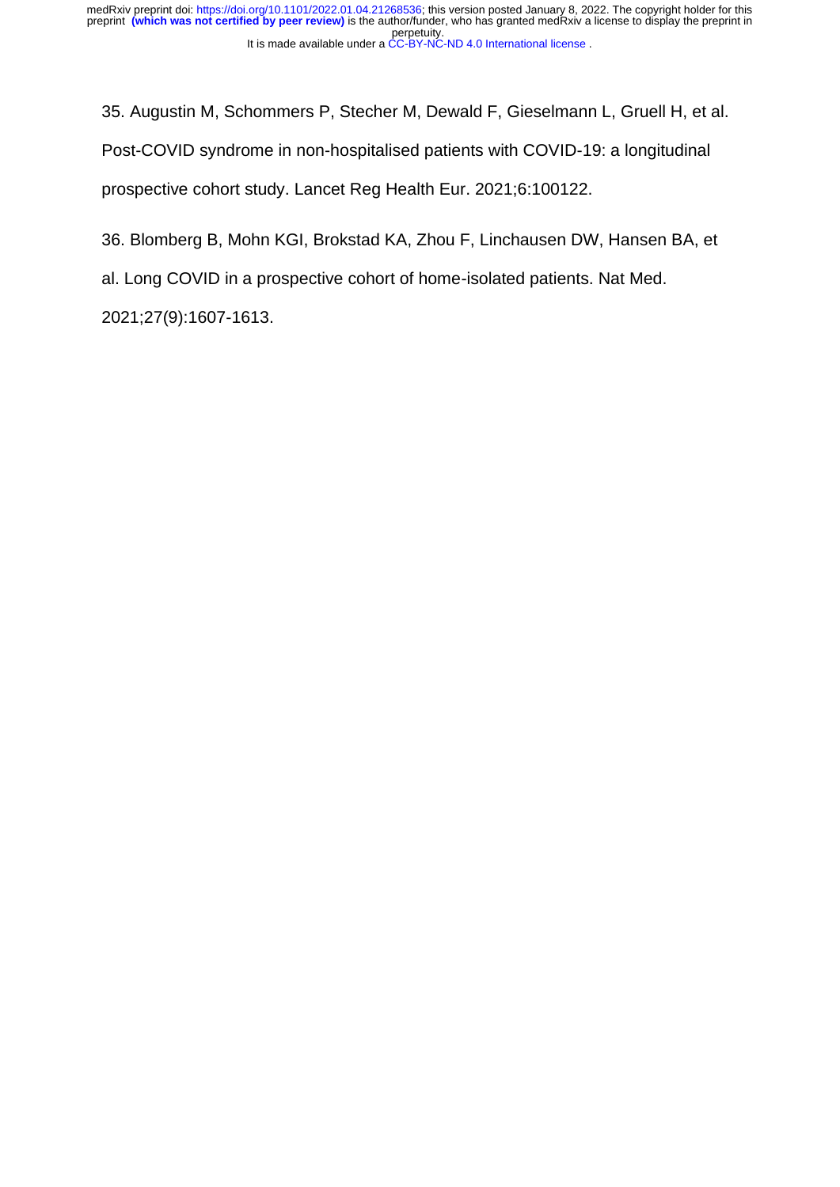35. Augustin M, Schommers P, Stecher M, Dewald F, Gieselmann L, Gruell H, et al. Post-COVID syndrome in non-hospitalised patients with COVID-19: a longitudinal prospective cohort study. Lancet Reg Health Eur. 2021;6:100122.

36. Blomberg B, Mohn KGI, Brokstad KA, Zhou F, Linchausen DW, Hansen BA, et al. Long COVID in a prospective cohort of home-isolated patients. Nat Med. 2021;27(9):1607-1613.